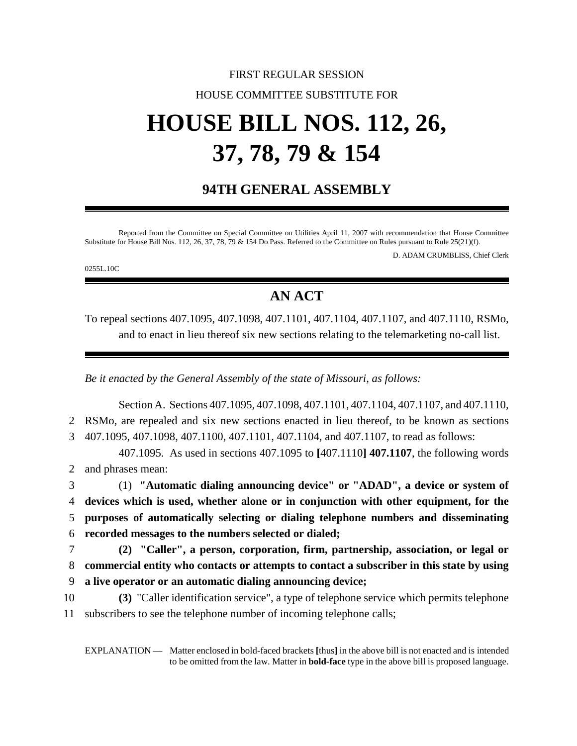FIRST REGULAR SESSION

HOUSE COMMITTEE SUBSTITUTE FOR

# HOUSE BILL NOS. 112, 26, 37, 78, 79 & 154

## 94TH GENERAL ASSEMBLY

Reported from the Committee on Special Committee on Utilities April 11, 2007 with recommendation that House Committee Substitute for House Bill Nos. 112, 26, 37, 78, 79 & 154 Do Pass. Referred to the Committee on Rules pursuant to Rule 25(21)(f).

D. ADAM CRUMBLISS, Chief Clerk

0255L.10C

## AN ACT

To repeal sections 407.1095, 407.1098, 407.1101, 407.1104, 407.1107, and 407.1110, RSMo, and to enact in lieu thereof six new sections relating to the telemarketing no-call list.

*Be it enacted by the General Assembly of the state of Missouri, as follows:*

Section A. Sections 407.1095, 407.1098, 407.1101, 407.1104, 407.1107, and 407.1110, RSMo, are repealed and six new sections enacted in lieu thereof, to be known as sections 407.1095, 407.1098, 407.1100, 407.1101, 407.1104, and 407.1107, to read as follows:

407.1095. As used in sections 407.1095 to **[**407.1110**] 407.1107**, the following words and phrases mean:

(1) **"Automatic dialing announcing device" or "ADAD", a device or system of devices which is used, whether alone or in conjunction with other equipment, for the purposes of automatically selecting or dialing telephone numbers and disseminating recorded messages to the numbers selected or dialed;**

**(2) "Caller", a person, corporation, firm, partnership, association, or legal or commercial entity who contacts or attempts to contact a subscriber in this state by using a live operator or an automatic dialing announcing device;**

**(3)** "Caller identification service", a type of telephone service which permits telephone subscribers to see the telephone number of incoming telephone calls;

EXPLANATION — Matter enclosed in bold-faced brackets **[**thus**]** in the above bill is not enacted and is intended to be omitted from the law. Matter in **bold-face** type in the above bill is proposed language.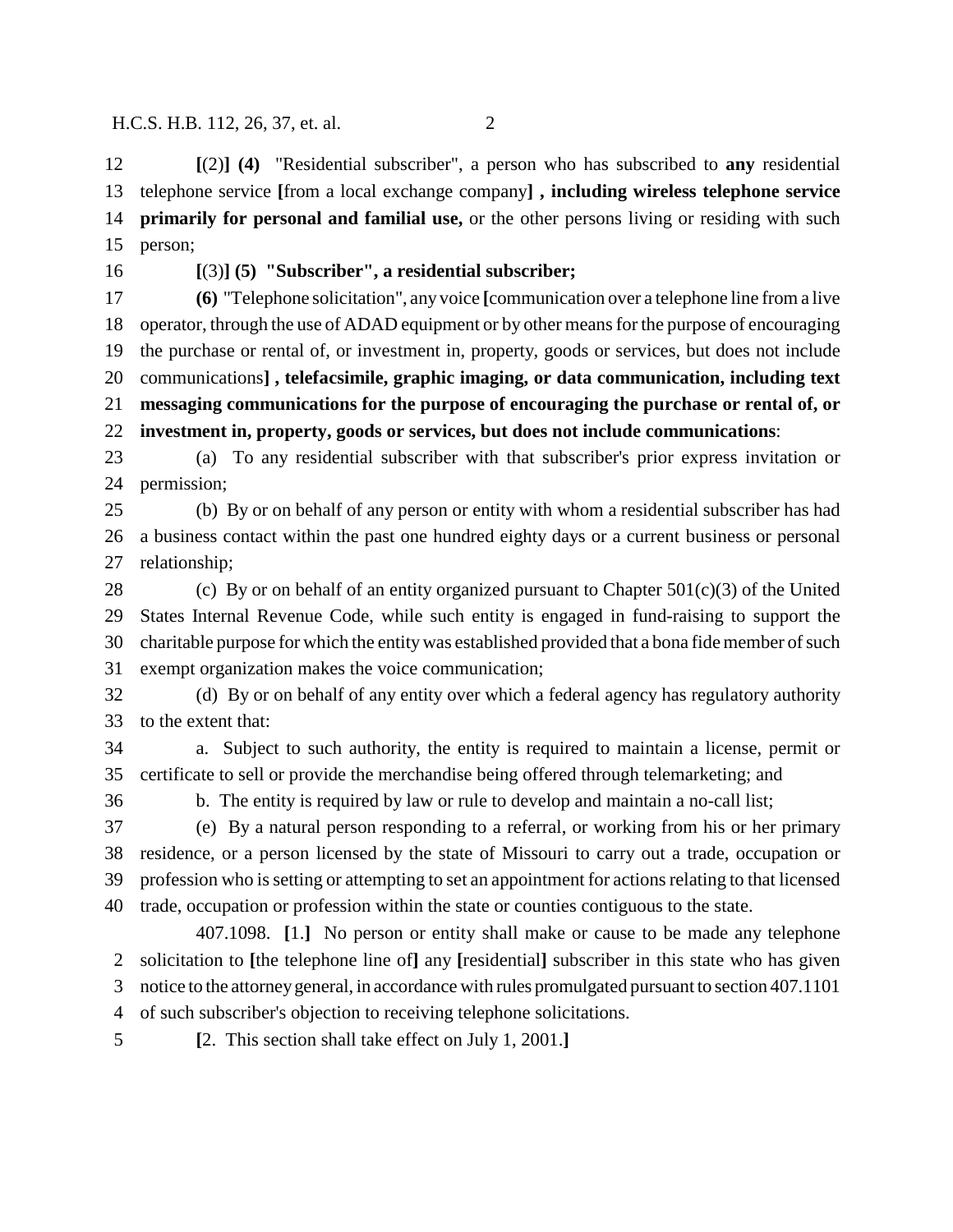12 **[**(2)**] (4)** "Residential subscriber", a person who has subscribed to **any** residential
13 telephone service **[**from a local exchange company**] , including wireless telephone service**
14 **primarily for personal and familial use,** or the other persons living or residing with such
15 person;

16 **[**(3)**] (5) "Subscriber", a residential subscriber;**

17 **(6)** "Telephone solicitation", any voice **[**communication over a telephone line from a live
18 operator, through the use of ADAD equipment or by other means for the purpose of encouraging
19 the purchase or rental of, or investment in, property, goods or services, but does not include
20 communications**] , telefacsimile, graphic imaging, or data communication, including text**
21 **messaging communications for the purpose of encouraging the purchase or rental of, or**
22 **investment in, property, goods or services, but does not include communications**:

23 (a) To any residential subscriber with that subscriber's prior express invitation or
24 permission;

25 (b) By or on behalf of any person or entity with whom a residential subscriber has had
26 a business contact within the past one hundred eighty days or a current business or personal
27 relationship;

28 (c) By or on behalf of an entity organized pursuant to Chapter 501(c)(3) of the United
29 States Internal Revenue Code, while such entity is engaged in fund-raising to support the
30 charitable purpose for which the entity was established provided that a bona fide member of such
31 exempt organization makes the voice communication;

32 (d) By or on behalf of any entity over which a federal agency has regulatory authority
33 to the extent that:

34 a. Subject to such authority, the entity is required to maintain a license, permit or
35 certificate to sell or provide the merchandise being offered through telemarketing; and

36 b. The entity is required by law or rule to develop and maintain a no-call list;

37 (e) By a natural person responding to a referral, or working from his or her primary
38 residence, or a person licensed by the state of Missouri to carry out a trade, occupation or
39 profession who is setting or attempting to set an appointment for actions relating to that licensed
40 trade, occupation or profession within the state or counties contiguous to the state.

407.1098. **[**1.**]** No person or entity shall make or cause to be made any telephone
2 solicitation to **[**the telephone line of**]** any **[**residential**]** subscriber in this state who has given
3 notice to the attorney general, in accordance with rules promulgated pursuant to section 407.1101
4 of such subscriber's objection to receiving telephone solicitations.

5 **[**2. This section shall take effect on July 1, 2001.**]**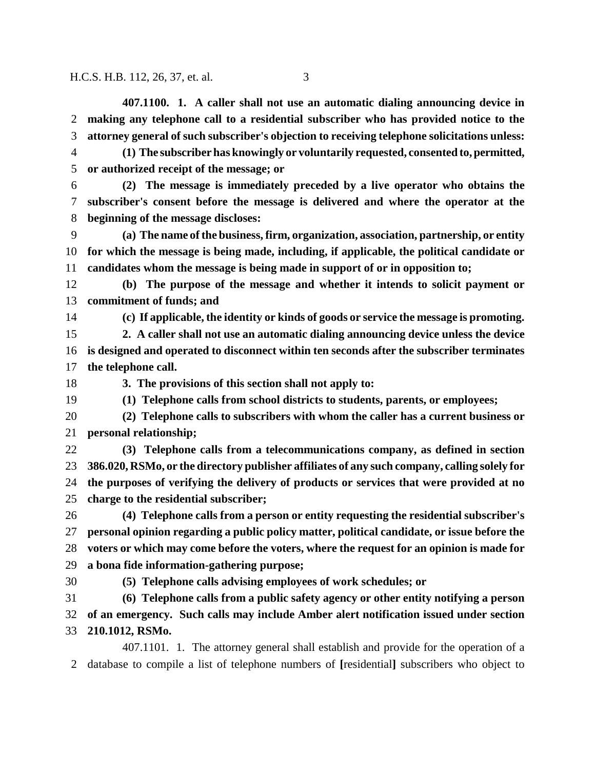**407.1100. 1. A caller shall not use an automatic dialing announcing device in making any telephone call to a residential subscriber who has provided notice to the attorney general of such subscriber's objection to receiving telephone solicitations unless:**

**(1) The subscriber has knowingly or voluntarily requested, consented to, permitted, or authorized receipt of the message; or**

**(2) The message is immediately preceded by a live operator who obtains the subscriber's consent before the message is delivered and where the operator at the beginning of the message discloses:**

**(a) The name of the business, firm, organization, association, partnership, or entity for which the message is being made, including, if applicable, the political candidate or candidates whom the message is being made in support of or in opposition to;**

**(b) The purpose of the message and whether it intends to solicit payment or commitment of funds; and**

**(c) If applicable, the identity or kinds of goods or service the message is promoting.**

**2. A caller shall not use an automatic dialing announcing device unless the device is designed and operated to disconnect within ten seconds after the subscriber terminates the telephone call.**

**3. The provisions of this section shall not apply to:**

**(1) Telephone calls from school districts to students, parents, or employees;**

**(2) Telephone calls to subscribers with whom the caller has a current business or personal relationship;**

**(3) Telephone calls from a telecommunications company, as defined in section 386.020, RSMo, or the directory publisher affiliates of any such company, calling solely for the purposes of verifying the delivery of products or services that were provided at no charge to the residential subscriber;**

**(4) Telephone calls from a person or entity requesting the residential subscriber's personal opinion regarding a public policy matter, political candidate, or issue before the voters or which may come before the voters, where the request for an opinion is made for a bona fide information-gathering purpose;**

**(5) Telephone calls advising employees of work schedules; or**

**(6) Telephone calls from a public safety agency or other entity notifying a person of an emergency. Such calls may include Amber alert notification issued under section 210.1012, RSMo.**

407.1101. 1. The attorney general shall establish and provide for the operation of a database to compile a list of telephone numbers of **[**residential**]** subscribers who object to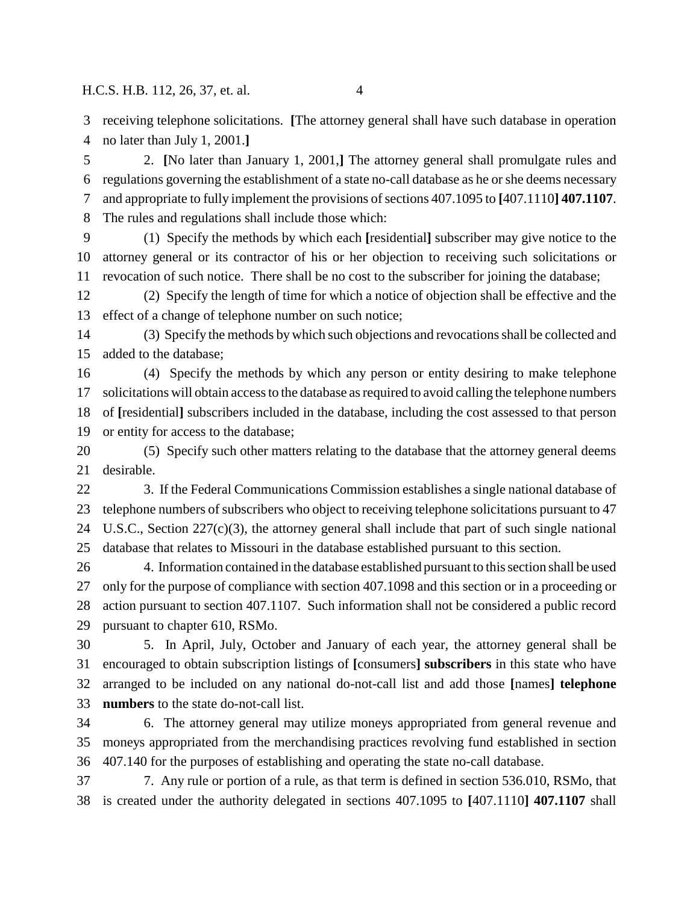receiving telephone solicitations. **[**The attorney general shall have such database in operation no later than July 1, 2001.**]**

2. **[**No later than January 1, 2001,**]** The attorney general shall promulgate rules and regulations governing the establishment of a state no-call database as he or she deems necessary and appropriate to fully implement the provisions of sections 407.1095 to **[**407.1110**] 407.1107**. The rules and regulations shall include those which:

(1) Specify the methods by which each **[**residential**]** subscriber may give notice to the attorney general or its contractor of his or her objection to receiving such solicitations or revocation of such notice. There shall be no cost to the subscriber for joining the database;

(2) Specify the length of time for which a notice of objection shall be effective and the effect of a change of telephone number on such notice;

(3) Specify the methods by which such objections and revocations shall be collected and added to the database;

(4) Specify the methods by which any person or entity desiring to make telephone solicitations will obtain access to the database as required to avoid calling the telephone numbers of **[**residential**]** subscribers included in the database, including the cost assessed to that person or entity for access to the database;

(5) Specify such other matters relating to the database that the attorney general deems desirable.

3. If the Federal Communications Commission establishes a single national database of telephone numbers of subscribers who object to receiving telephone solicitations pursuant to 47 U.S.C., Section 227(c)(3), the attorney general shall include that part of such single national database that relates to Missouri in the database established pursuant to this section.

4. Information contained in the database established pursuant to this section shall be used only for the purpose of compliance with section 407.1098 and this section or in a proceeding or action pursuant to section 407.1107. Such information shall not be considered a public record pursuant to chapter 610, RSMo.

5. In April, July, October and January of each year, the attorney general shall be encouraged to obtain subscription listings of **[**consumers**] subscribers** in this state who have arranged to be included on any national do-not-call list and add those **[**names**] telephone numbers** to the state do-not-call list.

6. The attorney general may utilize moneys appropriated from general revenue and moneys appropriated from the merchandising practices revolving fund established in section 407.140 for the purposes of establishing and operating the state no-call database.

7. Any rule or portion of a rule, as that term is defined in section 536.010, RSMo, that is created under the authority delegated in sections 407.1095 to **[**407.1110**] 407.1107** shall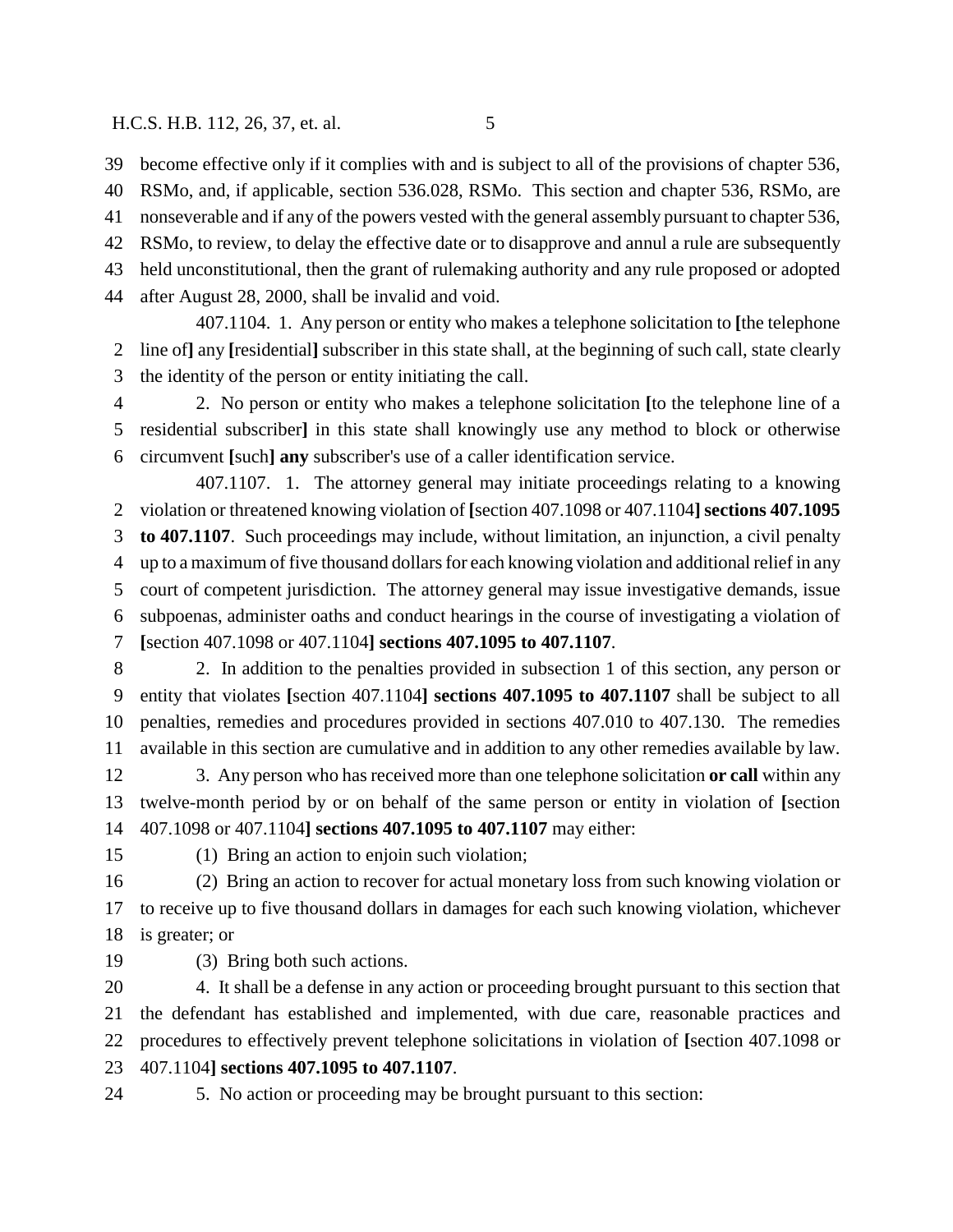become effective only if it complies with and is subject to all of the provisions of chapter 536, RSMo, and, if applicable, section 536.028, RSMo. This section and chapter 536, RSMo, are nonseverable and if any of the powers vested with the general assembly pursuant to chapter 536, RSMo, to review, to delay the effective date or to disapprove and annul a rule are subsequently held unconstitutional, then the grant of rulemaking authority and any rule proposed or adopted after August 28, 2000, shall be invalid and void.

407.1104. 1. Any person or entity who makes a telephone solicitation to [the telephone line of] any [residential] subscriber in this state shall, at the beginning of such call, state clearly the identity of the person or entity initiating the call.

2. No person or entity who makes a telephone solicitation [to the telephone line of a residential subscriber] in this state shall knowingly use any method to block or otherwise circumvent [such] **any** subscriber's use of a caller identification service.

407.1107. 1. The attorney general may initiate proceedings relating to a knowing violation or threatened knowing violation of [section 407.1098 or 407.1104] **sections 407.1095 to 407.1107**. Such proceedings may include, without limitation, an injunction, a civil penalty up to a maximum of five thousand dollars for each knowing violation and additional relief in any court of competent jurisdiction. The attorney general may issue investigative demands, issue subpoenas, administer oaths and conduct hearings in the course of investigating a violation of [section 407.1098 or 407.1104] **sections 407.1095 to 407.1107**.

2. In addition to the penalties provided in subsection 1 of this section, any person or entity that violates [section 407.1104] **sections 407.1095 to 407.1107** shall be subject to all penalties, remedies and procedures provided in sections 407.010 to 407.130. The remedies available in this section are cumulative and in addition to any other remedies available by law.

3. Any person who has received more than one telephone solicitation **or call** within any twelve-month period by or on behalf of the same person or entity in violation of [section 407.1098 or 407.1104] **sections 407.1095 to 407.1107** may either:

(1) Bring an action to enjoin such violation;

(2) Bring an action to recover for actual monetary loss from such knowing violation or to receive up to five thousand dollars in damages for each such knowing violation, whichever is greater; or

(3) Bring both such actions.

4. It shall be a defense in any action or proceeding brought pursuant to this section that the defendant has established and implemented, with due care, reasonable practices and procedures to effectively prevent telephone solicitations in violation of [section 407.1098 or 407.1104] **sections 407.1095 to 407.1107**.

5. No action or proceeding may be brought pursuant to this section: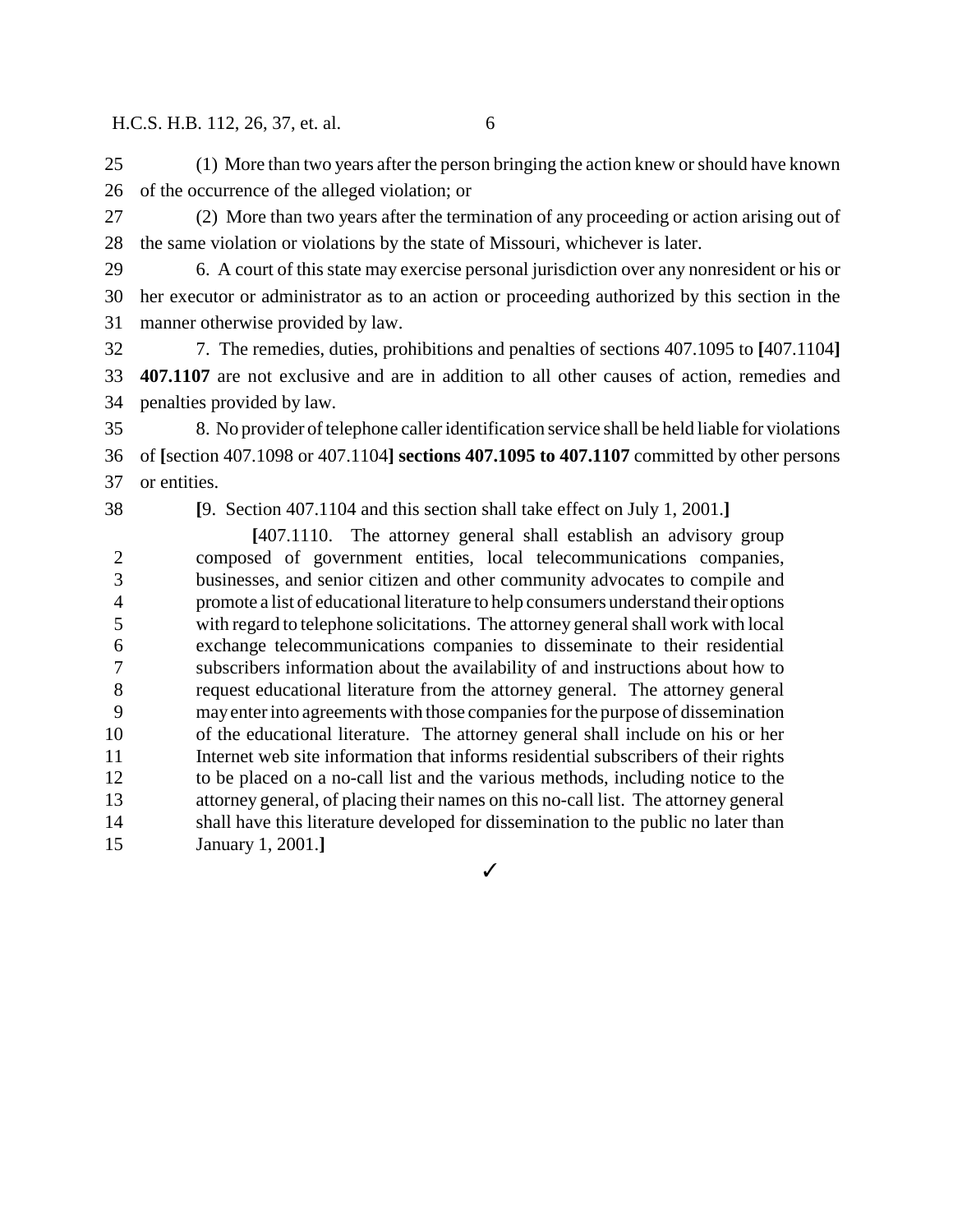(1) More than two years after the person bringing the action knew or should have known of the occurrence of the alleged violation; or

(2) More than two years after the termination of any proceeding or action arising out of the same violation or violations by the state of Missouri, whichever is later.

6. A court of this state may exercise personal jurisdiction over any nonresident or his or her executor or administrator as to an action or proceeding authorized by this section in the manner otherwise provided by law.

7. The remedies, duties, prohibitions and penalties of sections 407.1095 to **[**407.1104**]** **407.1107** are not exclusive and are in addition to all other causes of action, remedies and penalties provided by law.

8. No provider of telephone caller identification service shall be held liable for violations of **[**section 407.1098 or 407.1104**]** **sections 407.1095 to 407.1107** committed by other persons or entities.

**[**9. Section 407.1104 and this section shall take effect on July 1, 2001.**]**

> **[**407.1110. The attorney general shall establish an advisory group composed of government entities, local telecommunications companies, businesses, and senior citizen and other community advocates to compile and promote a list of educational literature to help consumers understand their options with regard to telephone solicitations. The attorney general shall work with local exchange telecommunications companies to disseminate to their residential subscribers information about the availability of and instructions about how to request educational literature from the attorney general. The attorney general may enter into agreements with those companies for the purpose of dissemination of the educational literature. The attorney general shall include on his or her Internet web site information that informs residential subscribers of their rights to be placed on a no-call list and the various methods, including notice to the attorney general, of placing their names on this no-call list. The attorney general shall have this literature developed for dissemination to the public no later than January 1, 2001.**]**

✓